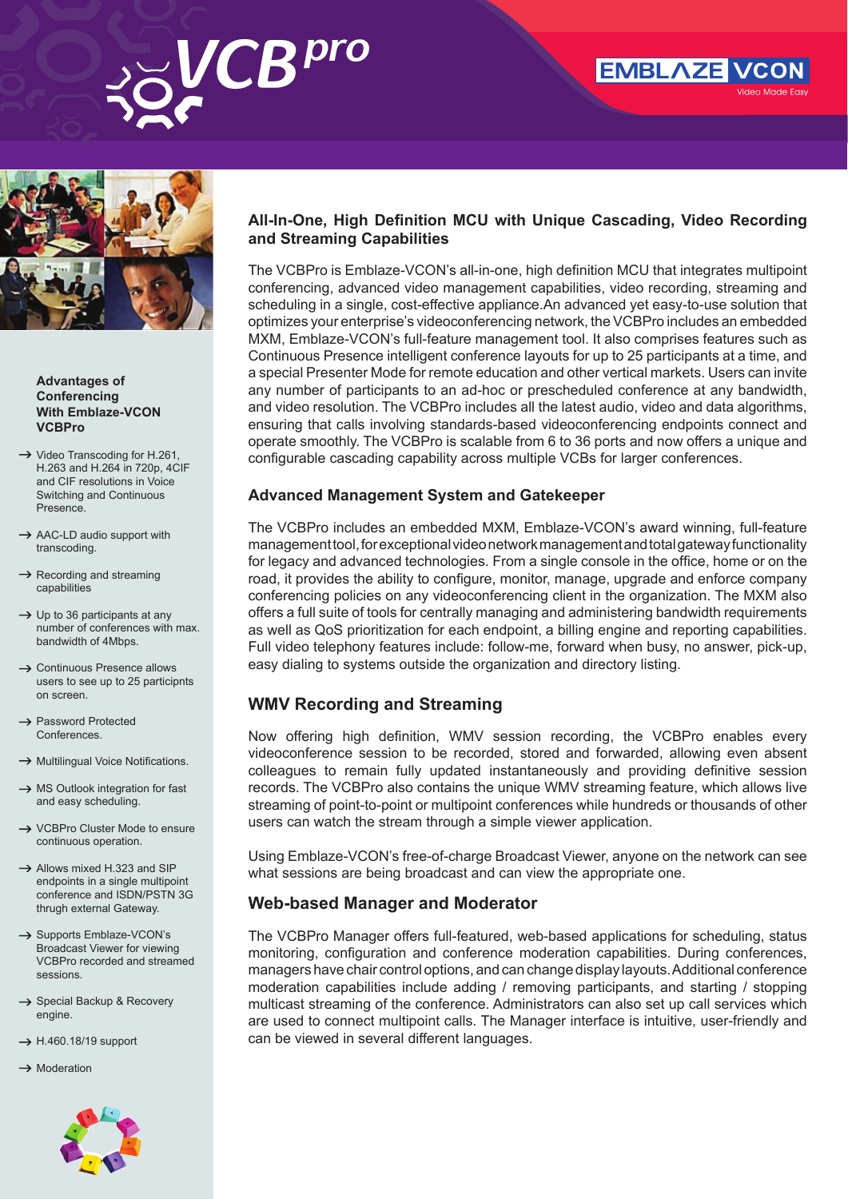# VCB pro

EMBLAZE VCON
Video Made Easy

## All-In-One, High Definition MCU with Unique Cascading, Video Recording and Streaming Capabilities

The VCBPro is Emblaze-VCON's all-in-one, high definition MCU that integrates multipoint conferencing, advanced video management capabilities, video recording, streaming and scheduling in a single, cost-effective appliance.An advanced yet easy-to-use solution that optimizes your enterprise's videoconferencing network, the VCBPro includes an embedded MXM, Emblaze-VCON's full-feature management tool. It also comprises features such as Continuous Presence intelligent conference layouts for up to 25 participants at a time, and a special Presenter Mode for remote education and other vertical markets. Users can invite any number of participants to an ad-hoc or prescheduled conference at any bandwidth, and video resolution. The VCBPro includes all the latest audio, video and data algorithms, ensuring that calls involving standards-based videoconferencing endpoints connect and operate smoothly. The VCBPro is scalable from 6 to 36 ports and now offers a unique and configurable cascading capability across multiple VCBs for larger conferences.

### Advanced Management System and Gatekeeper

The VCBPro includes an embedded MXM, Emblaze-VCON's award winning, full-feature management tool, for exceptional video network management and total gateway functionality for legacy and advanced technologies. From a single console in the office, home or on the road, it provides the ability to configure, monitor, manage, upgrade and enforce company conferencing policies on any videoconferencing client in the organization. The MXM also offers a full suite of tools for centrally managing and administering bandwidth requirements as well as QoS prioritization for each endpoint, a billing engine and reporting capabilities. Full video telephony features include: follow-me, forward when busy, no answer, pick-up, easy dialing to systems outside the organization and directory listing.

### WMV Recording and Streaming

Now offering high definition, WMV session recording, the VCBPro enables every videoconference session to be recorded, stored and forwarded, allowing even absent colleagues to remain fully updated instantaneously and providing definitive session records. The VCBPro also contains the unique WMV streaming feature, which allows live streaming of point-to-point or multipoint conferences while hundreds or thousands of other users can watch the stream through a simple viewer application.

Using Emblaze-VCON's free-of-charge Broadcast Viewer, anyone on the network can see what sessions are being broadcast and can view the appropriate one.

### Web-based Manager and Moderator

The VCBPro Manager offers full-featured, web-based applications for scheduling, status monitoring, configuration and conference moderation capabilities. During conferences, managers have chair control options, and can change display layouts. Additional conference moderation capabilities include adding / removing participants, and starting / stopping multicast streaming of the conference. Administrators can also set up call services which are used to connect multipoint calls. The Manager interface is intuitive, user-friendly and can be viewed in several different languages.

### Advantages of Conferencing With Emblaze-VCON VCBPro

- Video Transcoding for H.261, H.263 and H.264 in 720p, 4CIF and CIF resolutions in Voice Switching and Continuous Presence.
- AAC-LD audio support with transcoding.
- Recording and streaming capabilities
- Up to 36 participants at any number of conferences with max. bandwidth of 4Mbps.
- Continuous Presence allows users to see up to 25 participnts on screen.
- Password Protected Conferences.
- Multilingual Voice Notifications.
- MS Outlook integration for fast and easy scheduling.
- VCBPro Cluster Mode to ensure continuous operation.
- Allows mixed H.323 and SIP endpoints in a single multipoint conference and ISDN/PSTN 3G thrugh external Gateway.
- Supports Emblaze-VCON's Broadcast Viewer for viewing VCBPro recorded and streamed sessions.
- Special Backup & Recovery engine.
- H.460.18/19 support
- Moderation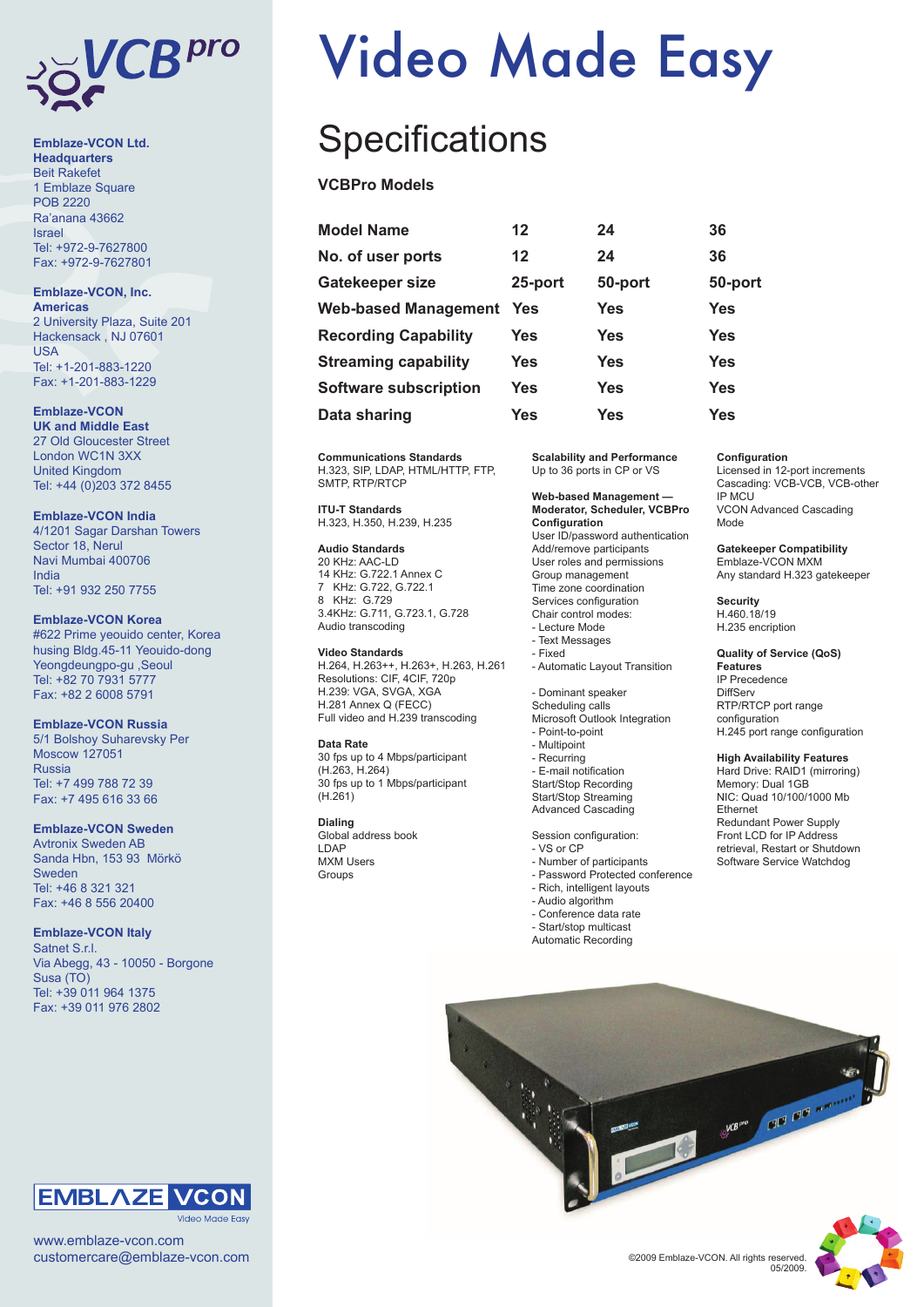# Video Made Easy

## Specifications

### VCBPro Models

| Model Name | 12 | 24 | 36 |
|---|---|---|---|
| No. of user ports | 12 | 24 | 36 |
| Gatekeeper size | 25-port | 50-port | 50-port |
| Web-based Management | Yes | Yes | Yes |
| Recording Capability | Yes | Yes | Yes |
| Streaming capability | Yes | Yes | Yes |
| Software subscription | Yes | Yes | Yes |
| Data sharing | Yes | Yes | Yes |

**Communications Standards**
H.323, SIP, LDAP, HTML/HTTP, FTP, SMTP, RTP/RTCP

**ITU-T Standards**
H.323, H.350, H.239, H.235

**Audio Standards**
20 KHz: AAC-LD
14 KHz: G.722.1 Annex C
7 KHz: G.722, G.722.1
8 KHz: G.729
3.4KHz: G.711, G.723.1, G.728
Audio transcoding

**Video Standards**
H.264, H.263++, H.263+, H.263, H.261
Resolutions: CIF, 4CIF, 720p
H.239: VGA, SVGA, XGA
H.281 Annex Q (FECC)
Full video and H.239 transcoding

**Data Rate**
30 fps up to 4 Mbps/participant (H.263, H.264)
30 fps up to 1 Mbps/participant (H.261)

**Dialing**
Global address book
LDAP
MXM Users
Groups

**Scalability and Performance**
Up to 36 ports in CP or VS

**Web-based Management — Moderator, Scheduler, VCBPro Configuration**
User ID/password authentication
Add/remove participants
User roles and permissions
Group management
Time zone coordination
Services configuration
Chair control modes:
- Lecture Mode
- Text Messages
- Fixed
- Automatic Layout Transition

- Dominant speaker

Scheduling calls
Microsoft Outlook Integration
- Point-to-point
- Multipoint
- Recurring
- E-mail notification

Start/Stop Recording
Start/Stop Streaming
Advanced Cascading

Session configuration:
- VS or CP
- Number of participants
- Password Protected conference
- Rich, intelligent layouts
- Audio algorithm
- Conference data rate
- Start/stop multicast

Automatic Recording

**Configuration**
Licensed in 12-port increments
Cascading: VCB-VCB, VCB-other IP MCU
VCON Advanced Cascading Mode

**Gatekeeper Compatibility**
Emblaze-VCON MXM
Any standard H.323 gatekeeper

**Security**
H.460.18/19
H.235 encription

**Quality of Service (QoS) Features**
IP Precedence
DiffServ
RTP/RTCP port range configuration
H.245 port range configuration

**High Availability Features**
Hard Drive: RAID1 (mirroring)
Memory: Dual 1GB
NIC: Quad 10/100/1000 Mb Ethernet
Redundant Power Supply
Front LCD for IP Address retrieval, Restart or Shutdown
Software Service Watchdog

---

**Emblaze-VCON Ltd. Headquarters**
Beit Rakefet
1 Emblaze Square
POB 2220
Ra'anana 43662
Israel
Tel: +972-9-7627800
Fax: +972-9-7627801

**Emblaze-VCON, Inc. Americas**
2 University Plaza, Suite 201
Hackensack , NJ 07601
USA
Tel: +1-201-883-1220
Fax: +1-201-883-1229

**Emblaze-VCON UK and Middle East**
27 Old Gloucester Street
London WC1N 3XX
United Kingdom
Tel: +44 (0)203 372 8455

**Emblaze-VCON India**
4/1201 Sagar Darshan Towers
Sector 18, Nerul
Navi Mumbai 400706
India
Tel: +91 932 250 7755

**Emblaze-VCON Korea**
#622 Prime yeouido center, Korea husing Bldg.45-11 Yeouido-dong
Yeongdeungpo-gu ,Seoul
Tel: +82 70 7931 5777
Fax: +82 2 6008 5791

**Emblaze-VCON Russia**
5/1 Bolshoy Suharevsky Per
Moscow 127051
Russia
Tel: +7 499 788 72 39
Fax: +7 495 616 33 66

**Emblaze-VCON Sweden**
Avtronix Sweden AB
Sanda Hbn, 153 93 Mörkö
Sweden
Tel: +46 8 321 321
Fax: +46 8 556 20400

**Emblaze-VCON Italy**
Satnet S.r.l.
Via Abegg, 43 - 10050 - Borgone Susa (TO)
Tel: +39 011 964 1375
Fax: +39 011 976 2802

EMBLAZE VCON
Video Made Easy

www.emblaze-vcon.com
customercare@emblaze-vcon.com

©2009 Emblaze-VCON. All rights reserved.
05/2009.